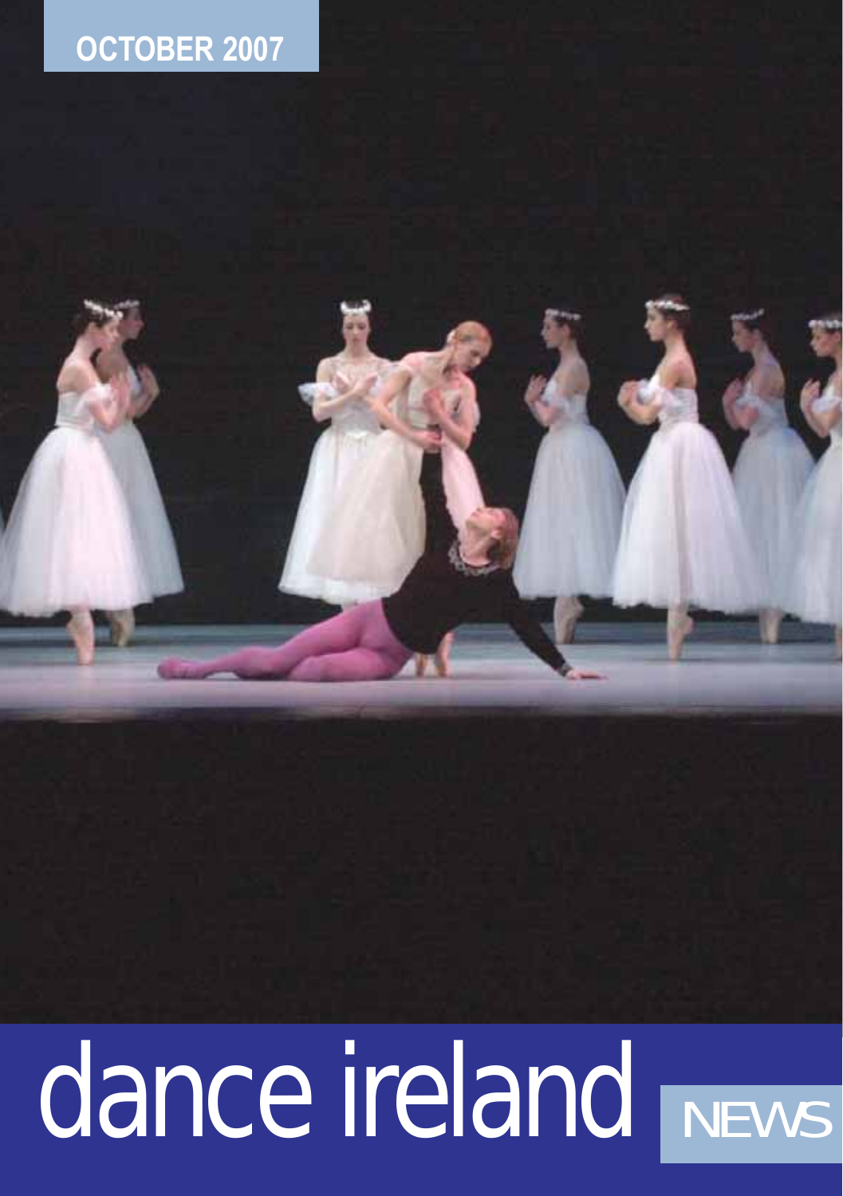OCTOBER 2007

# dance ireland NEWS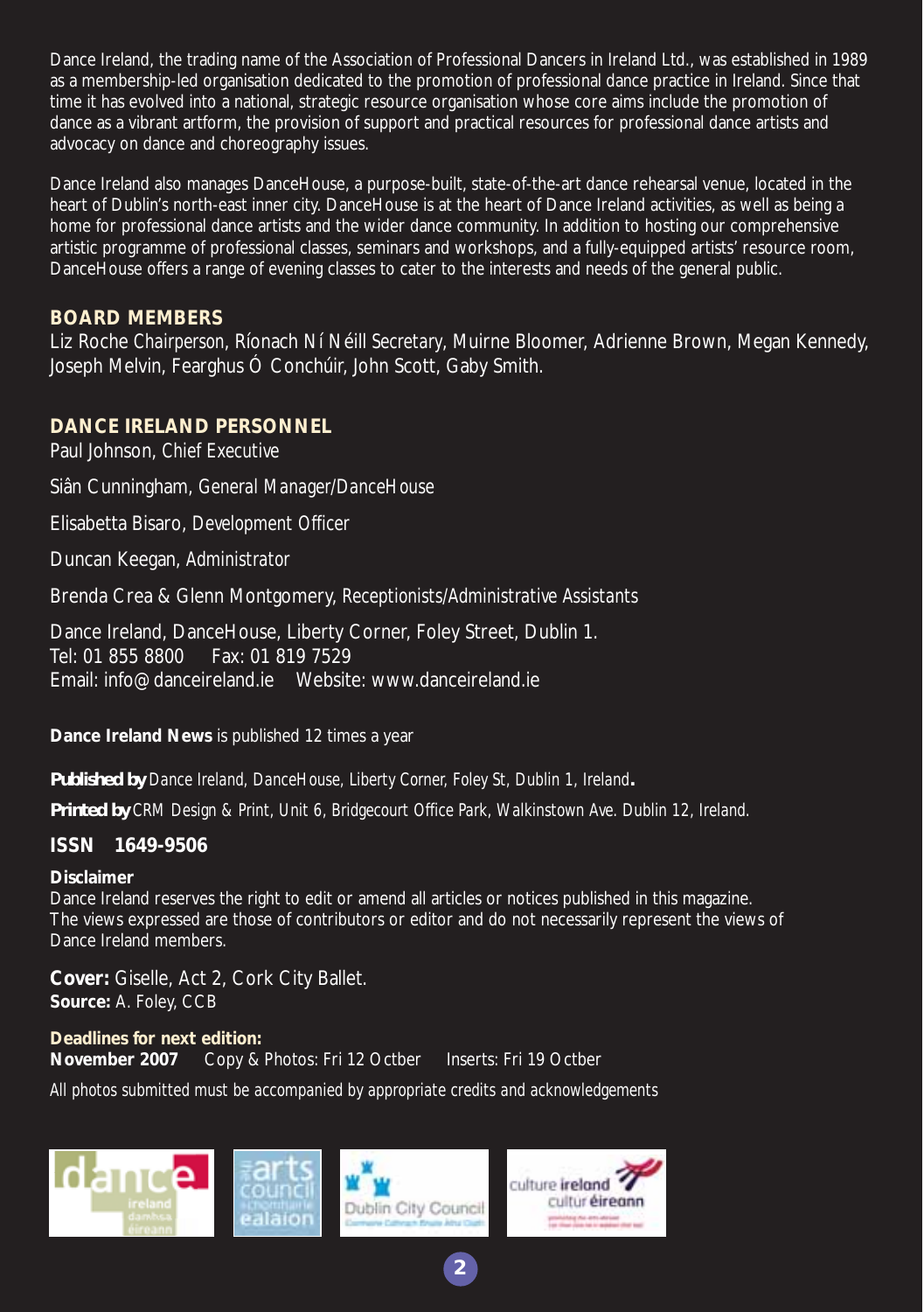Dance Ireland, the trading name of the Association of Professional Dancers in Ireland Ltd., was established in 1989 as a membership-led organisation dedicated to the promotion of professional dance practice in Ireland. Since that time it has evolved into a national, strategic resource organisation whose core aims include the promotion of dance as a vibrant artform, the provision of support and practical resources for professional dance artists and advocacy on dance and choreography issues.

Dance Ireland also manages DanceHouse, a purpose-built, state-of-the-art dance rehearsal venue, located in the heart of Dublin's north-east inner city. DanceHouse is at the heart of Dance Ireland activities, as well as being a home for professional dance artists and the wider dance community. In addition to hosting our comprehensive artistic programme of professional classes, seminars and workshops, and a fully-equipped artists' resource room, DanceHouse offers a range of evening classes to cater to the interests and needs of the general public.

## BOARD MEMBERS

Liz Roche *Chairperson*, Ríonach Ní Néill *Secretary*, Muirne Bloomer, Adrienne Brown, Megan Kennedy, Joseph Melvin, Fearghus Ó Conchúir, John Scott, Gaby Smith.

## DANCE IRELAND PERSONNEL

Paul Johnson, *Chief Executive*

Siân Cunningham, *General Manager/DanceHouse*

Elisabetta Bisaro, *Development Officer*

Duncan Keegan, *Administrator*

Brenda Crea & Glenn Montgomery, *Receptionists/Administrative Assistants*

Dance Ireland, DanceHouse, Liberty Corner, Foley Street, Dublin 1.
Tel: 01 855 8800 Fax: 01 819 7529
Email: info@danceireland.ie Website: www.danceireland.ie

**Dance Ireland News** is published 12 times a year

***Published by*** *Dance Ireland, DanceHouse, Liberty Corner, Foley St, Dublin 1, Ireland*.

***Printed by*** *CRM Design & Print, Unit 6, Bridgecourt Office Park, Walkinstown Ave. Dublin 12, Ireland.*

**ISSN 1649-9506**

**Disclaimer**
Dance Ireland reserves the right to edit or amend all articles or notices published in this magazine. The views expressed are those of contributors or editor and do not necessarily represent the views of Dance Ireland members.

**Cover:** Giselle, Act 2, Cork City Ballet.
**Source:** A. Foley, CCB

**Deadlines for next edition:**
**November 2007** Copy & Photos: Fri 12 Octber Inserts: Fri 19 Octber

*All photos submitted must be accompanied by appropriate credits and acknowledgements*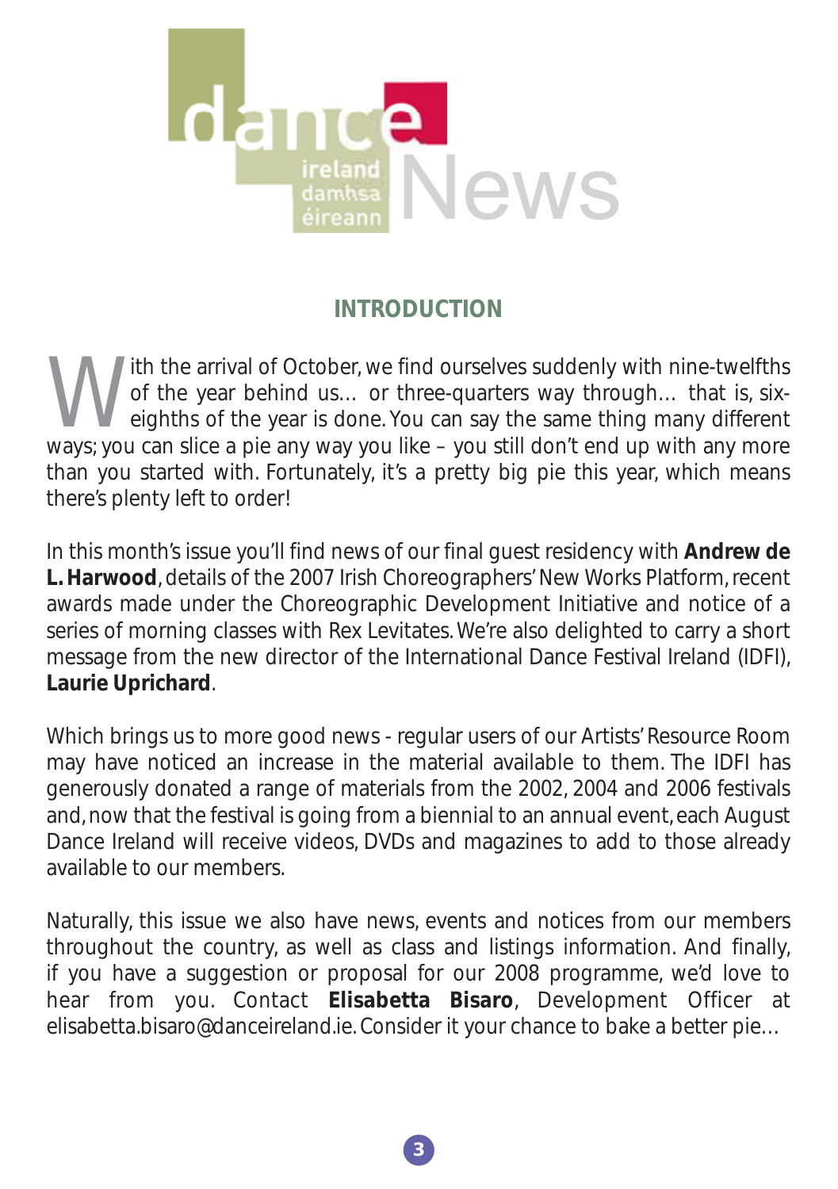dance ireland damhsa éireann News

## INTRODUCTION

With the arrival of October, we find ourselves suddenly with nine-twelfths of the year behind us… or three-quarters way through… that is, six-eighths of the year is done. You can say the same thing many different ways; you can slice a pie any way you like – you still don't end up with any more than you started with. Fortunately, it's a pretty big pie this year, which means there's plenty left to order!

In this month's issue you'll find news of our final guest residency with **Andrew de L. Harwood**, details of the 2007 Irish Choreographers' New Works Platform, recent awards made under the Choreographic Development Initiative and notice of a series of morning classes with Rex Levitates. We're also delighted to carry a short message from the new director of the International Dance Festival Ireland (IDFI), **Laurie Uprichard**.

Which brings us to more good news - regular users of our Artists' Resource Room may have noticed an increase in the material available to them. The IDFI has generously donated a range of materials from the 2002, 2004 and 2006 festivals and, now that the festival is going from a biennial to an annual event, each August Dance Ireland will receive videos, DVDs and magazines to add to those already available to our members.

Naturally, this issue we also have news, events and notices from our members throughout the country, as well as class and listings information. And finally, if you have a suggestion or proposal for our 2008 programme, we'd love to hear from you. Contact **Elisabetta Bisaro**, Development Officer at elisabetta.bisaro@danceireland.ie. Consider it your chance to bake a better pie…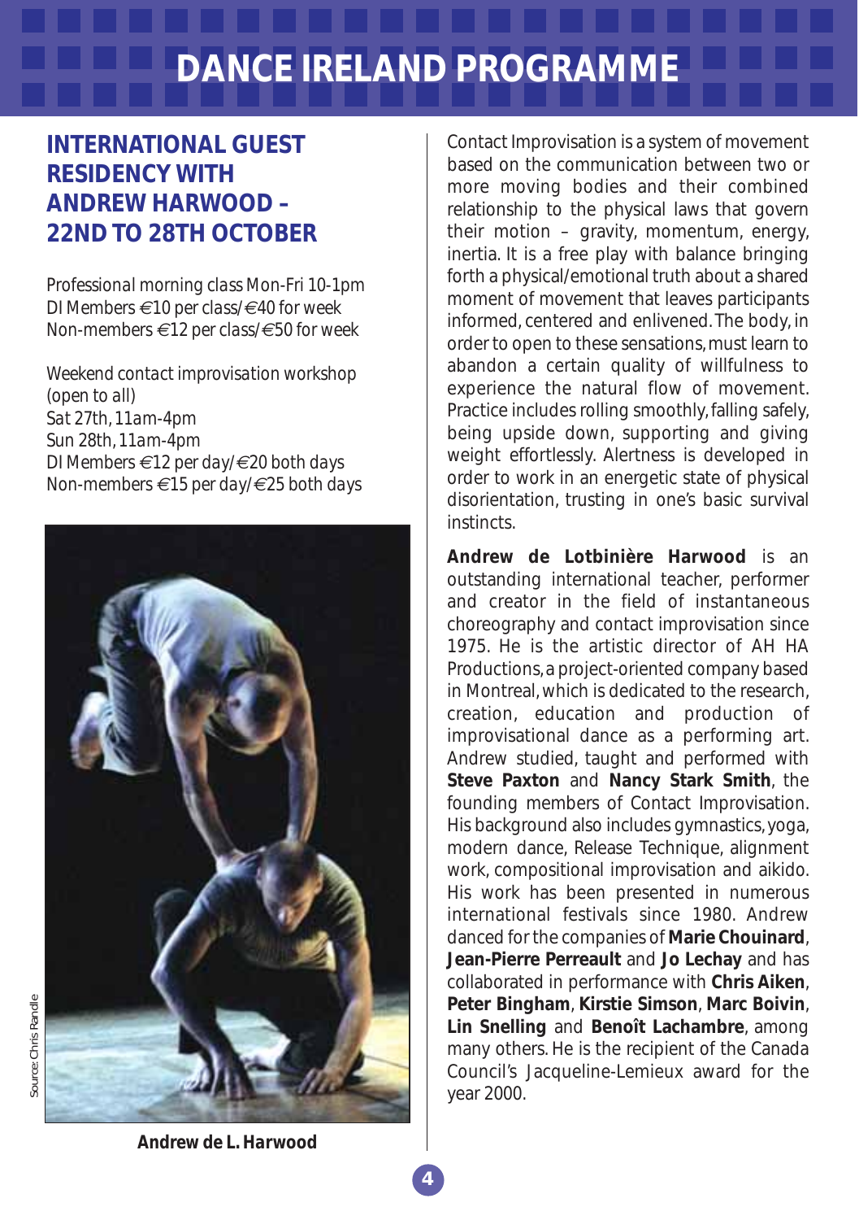# DANCE IRELAND PROGRAMME

## INTERNATIONAL GUEST RESIDENCY WITH ANDREW HARWOOD – 22ND TO 28TH OCTOBER

*Professional morning class Mon-Fri 10-1pm*
*DI Members €10 per class/€40 for week*
*Non-members €12 per class/€50 for week*

*Weekend contact improvisation workshop (open to all)*
*Sat 27th, 11am-4pm*
*Sun 28th, 11am-4pm*
*DI Members €12 per day/€20 both days*
*Non-members €15 per day/€25 both days*

Source: Chris Randle

**Andrew de L. Harwood**

Contact Improvisation is a system of movement based on the communication between two or more moving bodies and their combined relationship to the physical laws that govern their motion – gravity, momentum, energy, inertia. It is a free play with balance bringing forth a physical/emotional truth about a shared moment of movement that leaves participants informed, centered and enlivened. The body, in order to open to these sensations, must learn to abandon a certain quality of willfulness to experience the natural flow of movement. Practice includes rolling smoothly, falling safely, being upside down, supporting and giving weight effortlessly. Alertness is developed in order to work in an energetic state of physical disorientation, trusting in one's basic survival instincts.

**Andrew de Lotbinière Harwood** is an outstanding international teacher, performer and creator in the field of instantaneous choreography and contact improvisation since 1975. He is the artistic director of AH HA Productions, a project-oriented company based in Montreal, which is dedicated to the research, creation, education and production of improvisational dance as a performing art. Andrew studied, taught and performed with **Steve Paxton** and **Nancy Stark Smith**, the founding members of Contact Improvisation. His background also includes gymnastics, yoga, modern dance, Release Technique, alignment work, compositional improvisation and aikido. His work has been presented in numerous international festivals since 1980. Andrew danced for the companies of **Marie Chouinard**, **Jean-Pierre Perreault** and **Jo Lechay** and has collaborated in performance with **Chris Aiken**, **Peter Bingham**, **Kirstie Simson**, **Marc Boivin**, **Lin Snelling** and **Benoît Lachambre**, among many others. He is the recipient of the Canada Council's Jacqueline-Lemieux award for the year 2000.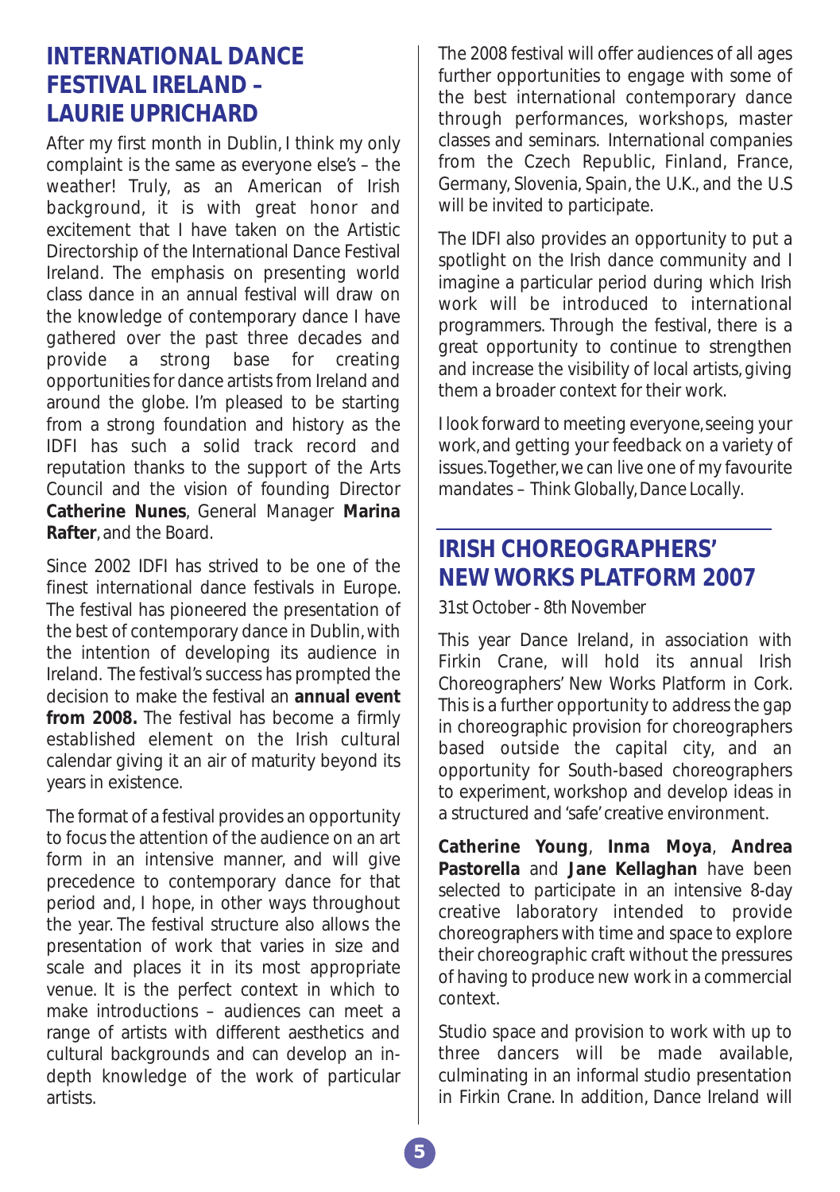## INTERNATIONAL DANCE FESTIVAL IRELAND – LAURIE UPRICHARD

After my first month in Dublin, I think my only complaint is the same as everyone else's – the weather! Truly, as an American of Irish background, it is with great honor and excitement that I have taken on the Artistic Directorship of the International Dance Festival Ireland. The emphasis on presenting world class dance in an annual festival will draw on the knowledge of contemporary dance I have gathered over the past three decades and provide a strong base for creating opportunities for dance artists from Ireland and around the globe. I'm pleased to be starting from a strong foundation and history as the IDFI has such a solid track record and reputation thanks to the support of the Arts Council and the vision of founding Director **Catherine Nunes**, General Manager **Marina Rafter**, and the Board.

Since 2002 IDFI has strived to be one of the finest international dance festivals in Europe. The festival has pioneered the presentation of the best of contemporary dance in Dublin, with the intention of developing its audience in Ireland. The festival's success has prompted the decision to make the festival an **annual event from 2008.** The festival has become a firmly established element on the Irish cultural calendar giving it an air of maturity beyond its years in existence.

The format of a festival provides an opportunity to focus the attention of the audience on an art form in an intensive manner, and will give precedence to contemporary dance for that period and, I hope, in other ways throughout the year. The festival structure also allows the presentation of work that varies in size and scale and places it in its most appropriate venue. It is the perfect context in which to make introductions – audiences can meet a range of artists with different aesthetics and cultural backgrounds and can develop an in-depth knowledge of the work of particular artists.

The 2008 festival will offer audiences of all ages further opportunities to engage with some of the best international contemporary dance through performances, workshops, master classes and seminars. International companies from the Czech Republic, Finland, France, Germany, Slovenia, Spain, the U.K., and the U.S will be invited to participate.

The IDFI also provides an opportunity to put a spotlight on the Irish dance community and I imagine a particular period during which Irish work will be introduced to international programmers. Through the festival, there is a great opportunity to continue to strengthen and increase the visibility of local artists, giving them a broader context for their work.

I look forward to meeting everyone, seeing your work, and getting your feedback on a variety of issues. Together, we can live one of my favourite mandates – *Think Globally, Dance Locally.*

## IRISH CHOREOGRAPHERS' NEW WORKS PLATFORM 2007

*31st October - 8th November*

This year Dance Ireland, in association with Firkin Crane, will hold its annual Irish Choreographers' New Works Platform in Cork. This is a further opportunity to address the gap in choreographic provision for choreographers based outside the capital city, and an opportunity for South-based choreographers to experiment, workshop and develop ideas in a structured and 'safe' creative environment.

**Catherine Young**, **Inma Moya**, **Andrea Pastorella** and **Jane Kellaghan** have been selected to participate in an intensive 8-day creative laboratory intended to provide choreographers with time and space to explore their choreographic craft without the pressures of having to produce new work in a commercial context.

Studio space and provision to work with up to three dancers will be made available, culminating in an informal studio presentation in Firkin Crane. In addition, Dance Ireland will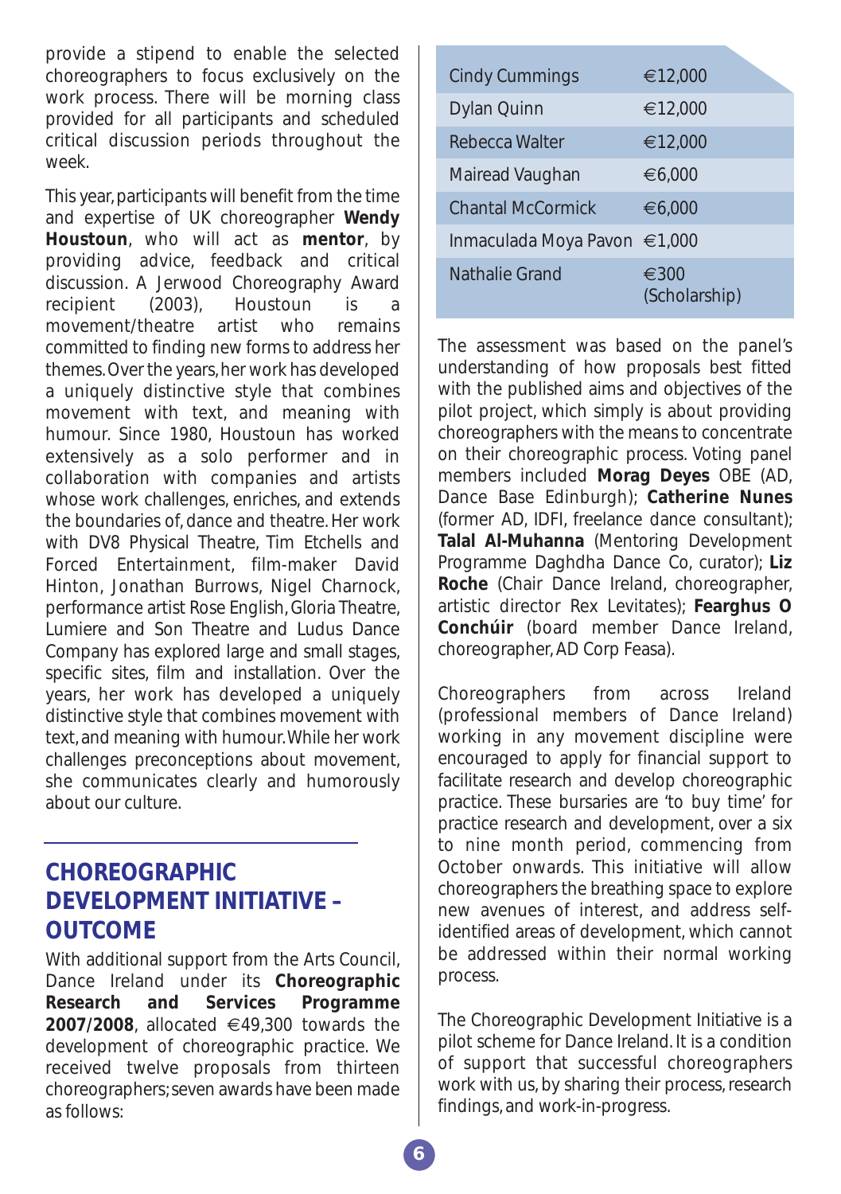provide a stipend to enable the selected choreographers to focus exclusively on the work process. There will be morning class provided for all participants and scheduled critical discussion periods throughout the week.

This year, participants will benefit from the time and expertise of UK choreographer **Wendy Houstoun**, who will act as **mentor**, by providing advice, feedback and critical discussion. A Jerwood Choreography Award recipient (2003), Houstoun is a movement/theatre artist who remains committed to finding new forms to address her themes. Over the years, her work has developed a uniquely distinctive style that combines movement with text, and meaning with humour. Since 1980, Houstoun has worked extensively as a solo performer and in collaboration with companies and artists whose work challenges, enriches, and extends the boundaries of, dance and theatre. Her work with DV8 Physical Theatre, Tim Etchells and Forced Entertainment, film-maker David Hinton, Jonathan Burrows, Nigel Charnock, performance artist Rose English, Gloria Theatre, Lumiere and Son Theatre and Ludus Dance Company has explored large and small stages, specific sites, film and installation. Over the years, her work has developed a uniquely distinctive style that combines movement with text, and meaning with humour. While her work challenges preconceptions about movement, she communicates clearly and humorously about our culture.

## CHOREOGRAPHIC DEVELOPMENT INITIATIVE – OUTCOME

With additional support from the Arts Council, Dance Ireland under its **Choreographic Research and Services Programme 2007/2008**, allocated €49,300 towards the development of choreographic practice. We received twelve proposals from thirteen choreographers; seven awards have been made as follows:

| Name | Award |
|---|---|
| Cindy Cummings | €12,000 |
| Dylan Quinn | €12,000 |
| Rebecca Walter | €12,000 |
| Mairead Vaughan | €6,000 |
| Chantal McCormick | €6,000 |
| Inmaculada Moya Pavon | €1,000 |
| Nathalie Grand | €300 (Scholarship) |

The assessment was based on the panel's understanding of how proposals best fitted with the published aims and objectives of the pilot project, which simply is about providing choreographers with the means to concentrate on their choreographic process. Voting panel members included **Morag Deyes** OBE (AD, Dance Base Edinburgh); **Catherine Nunes** (former AD, IDFI, freelance dance consultant); **Talal Al-Muhanna** (Mentoring Development Programme Daghdha Dance Co, curator); **Liz Roche** (Chair Dance Ireland, choreographer, artistic director Rex Levitates); **Fearghus O Conchúir** (board member Dance Ireland, choreographer, AD Corp Feasa).

Choreographers from across Ireland (professional members of Dance Ireland) working in any movement discipline were encouraged to apply for financial support to facilitate research and develop choreographic practice. These bursaries are 'to buy time' for practice research and development, over a six to nine month period, commencing from October onwards. This initiative will allow choreographers the breathing space to explore new avenues of interest, and address self-identified areas of development, which cannot be addressed within their normal working process.

The Choreographic Development Initiative is a pilot scheme for Dance Ireland. It is a condition of support that successful choreographers work with us, by sharing their process, research findings, and work-in-progress.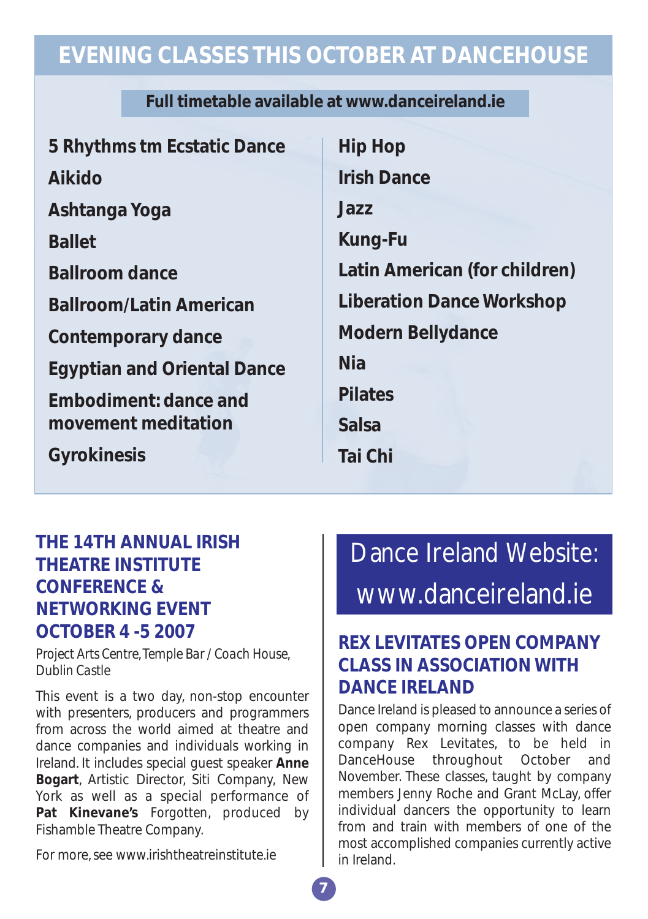## EVENING CLASSES THIS OCTOBER AT DANCEHOUSE

**Full timetable available at www.danceireland.ie**

- 5 Rhythms tm Ecstatic Dance
- Aikido
- Ashtanga Yoga
- Ballet
- Ballroom dance
- Ballroom/Latin American
- Contemporary dance
- Egyptian and Oriental Dance
- Embodiment: dance and movement meditation
- Gyrokinesis
- Hip Hop
- Irish Dance
- Jazz
- Kung-Fu
- Latin American (for children)
- Liberation Dance Workshop
- Modern Bellydance
- Nia
- Pilates
- Salsa
- Tai Chi

### THE 14TH ANNUAL IRISH THEATRE INSTITUTE CONFERENCE & NETWORKING EVENT OCTOBER 4 -5 2007

Project Arts Centre, Temple Bar / Coach House, Dublin Castle

This event is a two day, non-stop encounter with presenters, producers and programmers from across the world aimed at theatre and dance companies and individuals working in Ireland. It includes special guest speaker **Anne Bogart**, Artistic Director, Siti Company, New York as well as a special performance of **Pat Kinevane's** Forgotten, produced by Fishamble Theatre Company.

For more, see www.irishtheatreinstitute.ie

## Dance Ireland Website: www.danceireland.ie

### REX LEVITATES OPEN COMPANY CLASS IN ASSOCIATION WITH DANCE IRELAND

Dance Ireland is pleased to announce a series of open company morning classes with dance company Rex Levitates, to be held in DanceHouse throughout October and November. These classes, taught by company members Jenny Roche and Grant McLay, offer individual dancers the opportunity to learn from and train with members of one of the most accomplished companies currently active in Ireland.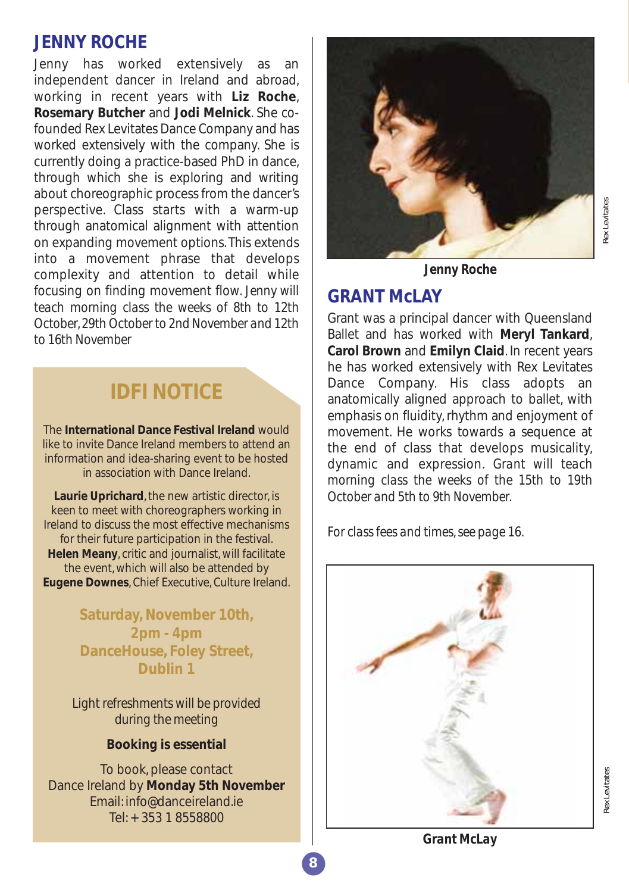## JENNY ROCHE

Jenny has worked extensively as an independent dancer in Ireland and abroad, working in recent years with **Liz Roche**, **Rosemary Butcher** and **Jodi Melnick**. She co-founded Rex Levitates Dance Company and has worked extensively with the company. She is currently doing a practice-based PhD in dance, through which she is exploring and writing about choreographic process from the dancer's perspective. Class starts with a warm-up through anatomical alignment with attention on expanding movement options. This extends into a movement phrase that develops complexity and attention to detail while focusing on finding movement flow. *Jenny will teach morning class the weeks of 8th to 12th October, 29th October to 2nd November and 12th to 16th November*

## IDFI NOTICE

The **International Dance Festival Ireland** would like to invite Dance Ireland members to attend an information and idea-sharing event to be hosted in association with Dance Ireland.

**Laurie Uprichard**, the new artistic director, is keen to meet with choreographers working in Ireland to discuss the most effective mechanisms for their future participation in the festival. **Helen Meany**, critic and journalist, will facilitate the event, which will also be attended by **Eugene Downes**, Chief Executive, Culture Ireland.

**Saturday, November 10th, 2pm - 4pm DanceHouse, Foley Street, Dublin 1**

Light refreshments will be provided during the meeting

**Booking is essential**

To book, please contact Dance Ireland by **Monday 5th November**
Email: info@danceireland.ie
Tel: + 353 1 8558800

**Jenny Roche**

Rex Levitates

## GRANT McLAY

Grant was a principal dancer with Queensland Ballet and has worked with **Meryl Tankard**, **Carol Brown** and **Emilyn Claid**. In recent years he has worked extensively with Rex Levitates Dance Company. His class adopts an anatomically aligned approach to ballet, with emphasis on fluidity, rhythm and enjoyment of movement. He works towards a sequence at the end of class that develops musicality, dynamic and expression. *Grant will teach morning class the weeks of the 15th to 19th October and 5th to 9th November.*

*For class fees and times, see page 16.*

**Grant McLay**

Rex Levitates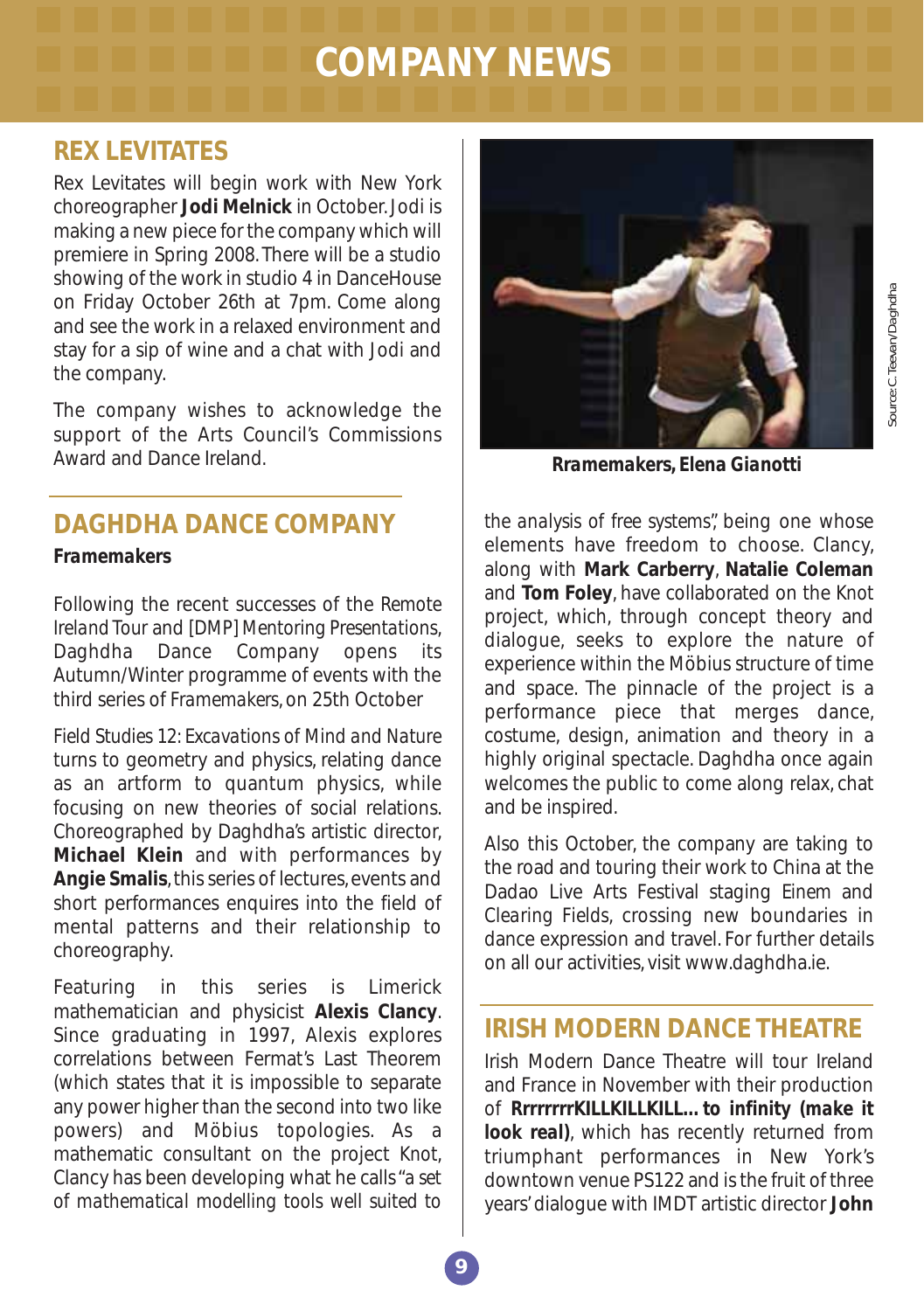# COMPANY NEWS

## REX LEVITATES

Rex Levitates will begin work with New York choreographer **Jodi Melnick** in October. Jodi is making a new piece for the company which will premiere in Spring 2008. There will be a studio showing of the work in studio 4 in DanceHouse on Friday October 26th at 7pm. Come along and see the work in a relaxed environment and stay for a sip of wine and a chat with Jodi and the company.

The company wishes to acknowledge the support of the Arts Council's Commissions Award and Dance Ireland.

## DAGHDHA DANCE COMPANY

**Framemakers**

Following the recent successes of the *Remote Ireland Tour* and *[DMP] Mentoring Presentations*, Daghdha Dance Company opens its Autumn/Winter programme of events with the third series of *Framemakers*, on 25th October

*Field Studies 12: Excavations of Mind and Nature* turns to geometry and physics, relating dance as an artform to quantum physics, while focusing on new theories of social relations. Choreographed by Daghdha's artistic director, **Michael Klein** and with performances by **Angie Smalis**, this series of lectures, events and short performances enquires into the field of mental patterns and their relationship to choreography.

Featuring in this series is Limerick mathematician and physicist **Alexis Clancy**. Since graduating in 1997, Alexis explores correlations between Fermat's Last Theorem (which states that it is impossible to separate any power higher than the second into two like powers) and Möbius topologies. As a mathematic consultant on the project Knot, Clancy has been developing what he calls "*a set of mathematical modelling tools well suited to the analysis of free systems*", being one whose elements have freedom to choose. Clancy, along with **Mark Carberry**, **Natalie Coleman** and **Tom Foley**, have collaborated on the Knot project, which, through concept theory and dialogue, seeks to explore the nature of experience within the Möbius structure of time and space. The pinnacle of the project is a performance piece that merges dance, costume, design, animation and theory in a highly original spectacle. Daghdha once again welcomes the public to come along relax, chat and be inspired.

**Rramemakers, Elena Gianotti**

Source: C. Teevan/Daghdha

Also this October, the company are taking to the road and touring their work to China at the Dadao Live Arts Festival staging *Einem* and *Clearing Fields*, crossing new boundaries in dance expression and travel. For further details on all our activities, visit www.daghdha.ie.

## IRISH MODERN DANCE THEATRE

Irish Modern Dance Theatre will tour Ireland and France in November with their production of **RrrrrrrKILLKILLKILL... to infinity (make it look real)**, which has recently returned from triumphant performances in New York's downtown venue PS122 and is the fruit of three years' dialogue with IMDT artistic director **John**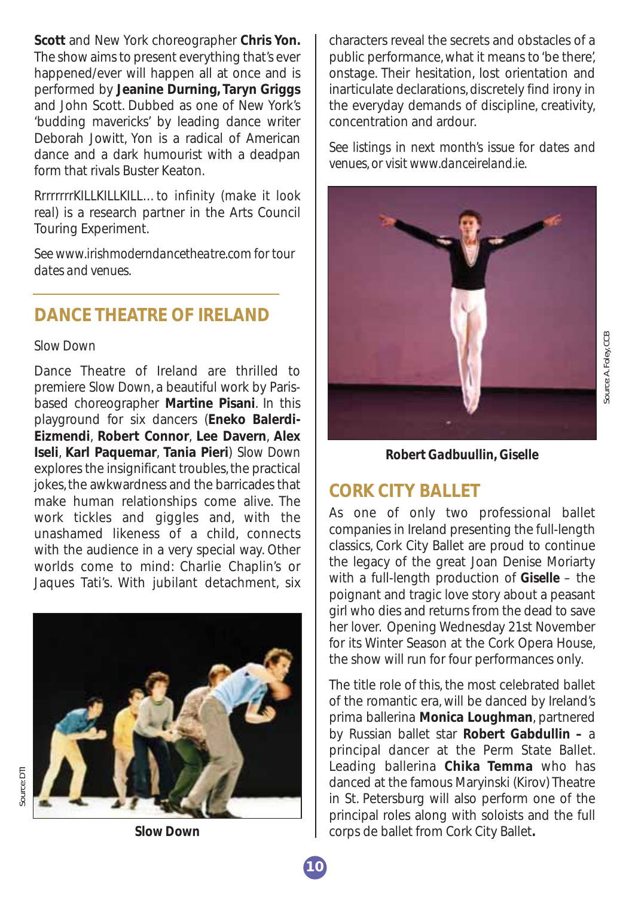**Scott** and New York choreographer **Chris Yon.** The show aims to present everything that's ever happened/ever will happen all at once and is performed by **Jeanine Durning, Taryn Griggs** and John Scott. Dubbed as one of New York's 'budding mavericks' by leading dance writer Deborah Jowitt, Yon is a radical of American dance and a dark humourist with a deadpan form that rivals Buster Keaton.

*RrrrrrrrKILLKILLKILL… to infinity (make it look real)* is a research partner in the Arts Council Touring Experiment.

*See www.irishmoderndancetheatre.com for tour dates and venues.*

## DANCE THEATRE OF IRELAND

*Slow Down*

Dance Theatre of Ireland are thrilled to premiere *Slow Down*, a beautiful work by Paris-based choreographer **Martine Pisani**. In this playground for six dancers (**Eneko Balerdi-Eizmendi**, **Robert Connor**, **Lee Davern**, **Alex Iseli**, **Karl Paquemar**, **Tania Pieri**) *Slow Down* explores the insignificant troubles, the practical jokes, the awkwardness and the barricades that make human relationships come alive. The work tickles and giggles and, with the unashamed likeness of a child, connects with the audience in a very special way. Other worlds come to mind: Charlie Chaplin's or Jaques Tati's. With jubilant detachment, six characters reveal the secrets and obstacles of a public performance, what it means to 'be there', onstage. Their hesitation, lost orientation and inarticulate declarations, discretely find irony in the everyday demands of discipline, creativity, concentration and ardour.

Source: DTI

**Slow Down**

*See listings in next month's issue for dates and venues, or visit www.danceireland.ie.*

Source A. Foley, CCB

**Robert Gadbuullin, Giselle**

## CORK CITY BALLET

As one of only two professional ballet companies in Ireland presenting the full-length classics, Cork City Ballet are proud to continue the legacy of the great Joan Denise Moriarty with a full-length production of **Giselle** – the poignant and tragic love story about a peasant girl who dies and returns from the dead to save her lover. Opening Wednesday 21st November for its Winter Season at the Cork Opera House, the show will run for four performances only.

The title role of this, the most celebrated ballet of the romantic era, will be danced by Ireland's prima ballerina **Monica Loughman**, partnered by Russian ballet star **Robert Gabdullin –** a principal dancer at the Perm State Ballet. Leading ballerina **Chika Temma** who has danced at the famous Maryinski (Kirov) Theatre in St. Petersburg will also perform one of the principal roles along with soloists and the full corps de ballet from Cork City Ballet**.**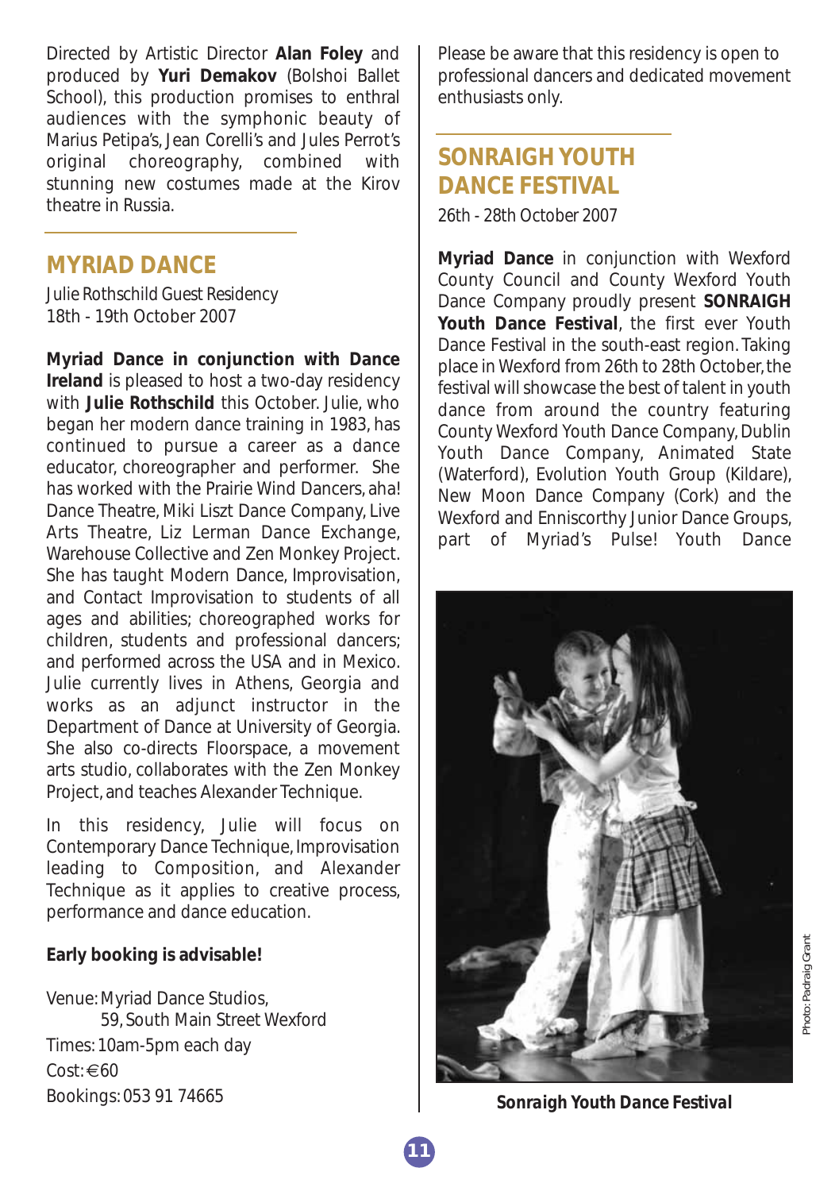Directed by Artistic Director **Alan Foley** and produced by **Yuri Demakov** (Bolshoi Ballet School), this production promises to enthral audiences with the symphonic beauty of Marius Petipa's, Jean Corelli's and Jules Perrot's original choreography, combined with stunning new costumes made at the Kirov theatre in Russia.

## MYRIAD DANCE

Julie Rothschild Guest Residency
18th - 19th October 2007

**Myriad Dance in conjunction with Dance Ireland** is pleased to host a two-day residency with **Julie Rothschild** this October. Julie, who began her modern dance training in 1983, has continued to pursue a career as a dance educator, choreographer and performer. She has worked with the Prairie Wind Dancers, aha! Dance Theatre, Miki Liszt Dance Company, Live Arts Theatre, Liz Lerman Dance Exchange, Warehouse Collective and Zen Monkey Project. She has taught Modern Dance, Improvisation, and Contact Improvisation to students of all ages and abilities; choreographed works for children, students and professional dancers; and performed across the USA and in Mexico. Julie currently lives in Athens, Georgia and works as an adjunct instructor in the Department of Dance at University of Georgia. She also co-directs Floorspace, a movement arts studio, collaborates with the Zen Monkey Project, and teaches Alexander Technique.

In this residency, Julie will focus on Contemporary Dance Technique, Improvisation leading to Composition, and Alexander Technique as it applies to creative process, performance and dance education.

**Early booking is advisable!**

Venue: Myriad Dance Studios,
59, South Main Street Wexford
Times: 10am-5pm each day
Cost: €60
Bookings: 053 91 74665

Please be aware that this residency is open to professional dancers and dedicated movement enthusiasts only.

## SONRAIGH YOUTH DANCE FESTIVAL

26th - 28th October 2007

**Myriad Dance** in conjunction with Wexford County Council and County Wexford Youth Dance Company proudly present **SONRAIGH Youth Dance Festival**, the first ever Youth Dance Festival in the south-east region. Taking place in Wexford from 26th to 28th October, the festival will showcase the best of talent in youth dance from around the country featuring County Wexford Youth Dance Company, Dublin Youth Dance Company, Animated State (Waterford), Evolution Youth Group (Kildare), New Moon Dance Company (Cork) and the Wexford and Enniscorthy Junior Dance Groups, part of Myriad's Pulse! Youth Dance

Photo: Padraig Grant

***Sonraigh Youth Dance Festival***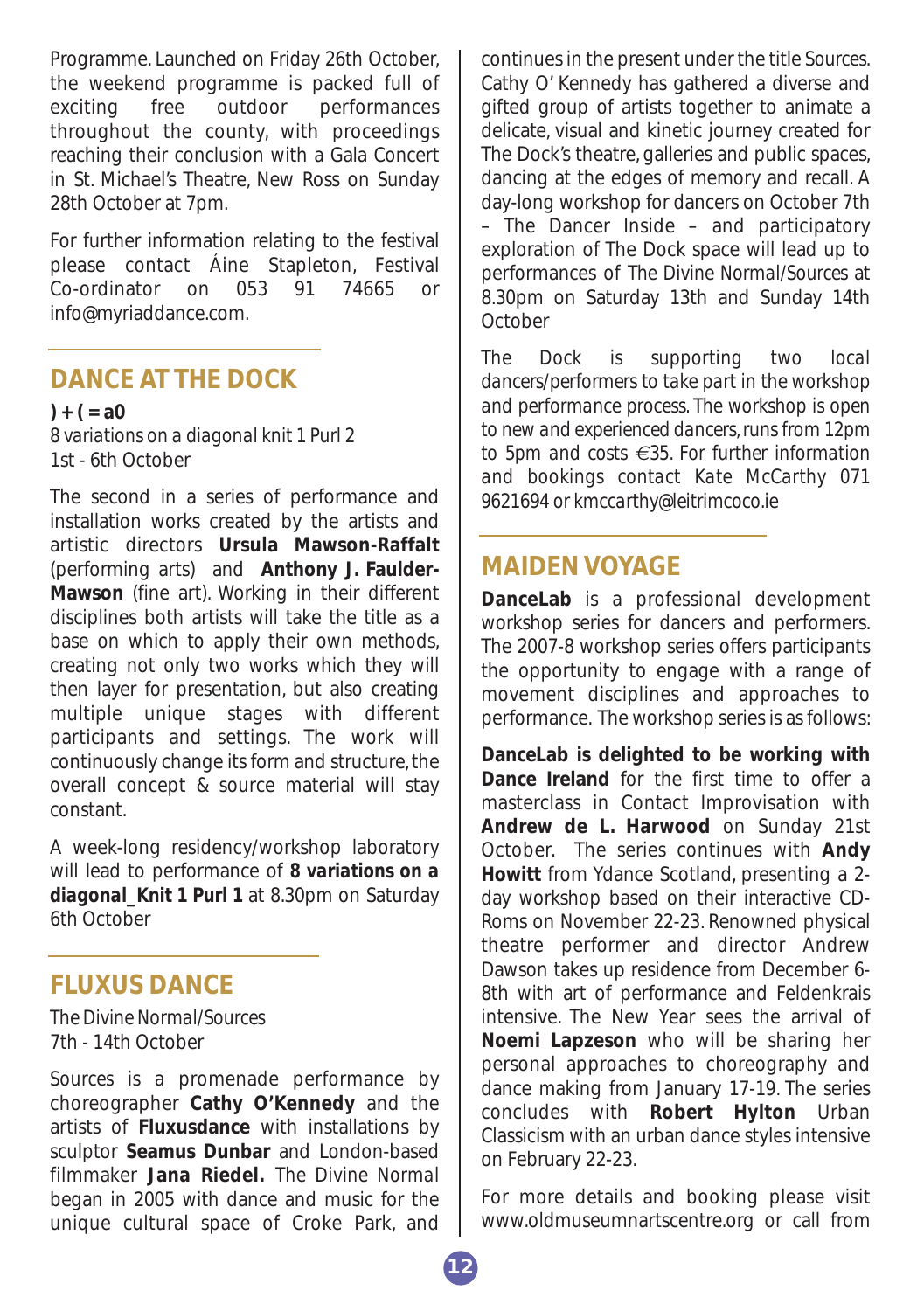Programme. Launched on Friday 26th October, the weekend programme is packed full of exciting free outdoor performances throughout the county, with proceedings reaching their conclusion with a Gala Concert in St. Michael's Theatre, New Ross on Sunday 28th October at 7pm.

For further information relating to the festival please contact Áine Stapleton, Festival Co-ordinator on 053 91 74665 or info@myriaddance.com.

## DANCE AT THE DOCK

**) + ( = a0**

*8 variations on a diagonal knit 1 Purl 2*
1st - 6th October

The second in a series of performance and installation works created by the artists and artistic directors **Ursula Mawson-Raffalt** (performing arts) and **Anthony J. Faulder-Mawson** (fine art). Working in their different disciplines both artists will take the title as a base on which to apply their own methods, creating not only two works which they will then layer for presentation, but also creating multiple unique stages with different participants and settings. The work will continuously change its form and structure, the overall concept & source material will stay constant.

A week-long residency/workshop laboratory will lead to performance of **8 variations on a diagonal_Knit 1 Purl 1** at 8.30pm on Saturday 6th October

## FLUXUS DANCE

*The Divine Normal/Sources*
7th - 14th October

Sources is a promenade performance by choreographer **Cathy O'Kennedy** and the artists of **Fluxusdance** with installations by sculptor **Seamus Dunbar** and London-based filmmaker **Jana Riedel.** The Divine Normal began in 2005 with dance and music for the unique cultural space of Croke Park, and continues in the present under the title Sources. Cathy O' Kennedy has gathered a diverse and gifted group of artists together to animate a delicate, visual and kinetic journey created for The Dock's theatre, galleries and public spaces, dancing at the edges of memory and recall. A day-long workshop for dancers on October 7th – The Dancer Inside – and participatory exploration of The Dock space will lead up to performances of The Divine Normal/Sources at 8.30pm on Saturday 13th and Sunday 14th October

*The Dock is supporting two local dancers/performers to take part in the workshop and performance process. The workshop is open to new and experienced dancers, runs from 12pm to 5pm and costs €35. For further information and bookings contact Kate McCarthy 071 9621694 or kmccarthy@leitrimcoco.ie*

## MAIDEN VOYAGE

**DanceLab** is a professional development workshop series for dancers and performers. The 2007-8 workshop series offers participants the opportunity to engage with a range of movement disciplines and approaches to performance. The workshop series is as follows:

**DanceLab is delighted to be working with Dance Ireland** for the first time to offer a masterclass in Contact Improvisation with **Andrew de L. Harwood** on Sunday 21st October. The series continues with **Andy Howitt** from Ydance Scotland, presenting a 2-day workshop based on their interactive CD-Roms on November 22-23. Renowned physical theatre performer and director Andrew Dawson takes up residence from December 6-8th with art of performance and Feldenkrais intensive. The New Year sees the arrival of **Noemi Lapzeson** who will be sharing her personal approaches to choreography and dance making from January 17-19. The series concludes with **Robert Hylton** Urban Classicism with an urban dance styles intensive on February 22-23.

For more details and booking please visit www.oldmuseumnartscentre.org or call from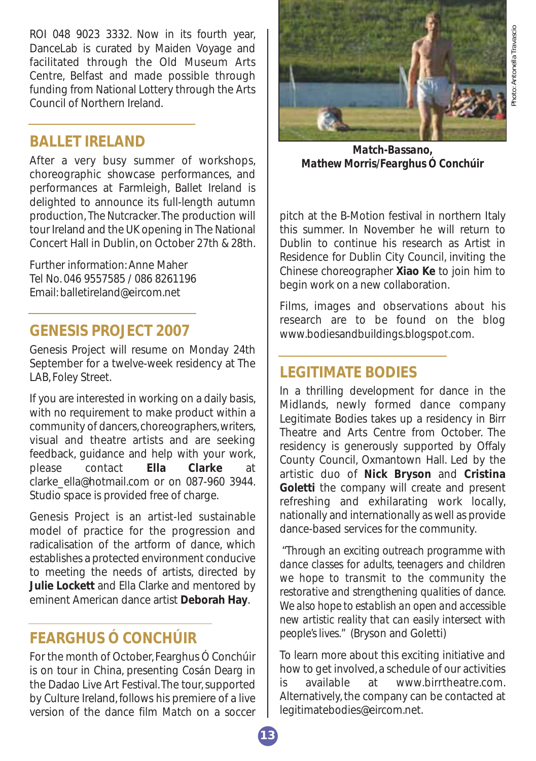ROI 048 9023 3332. Now in its fourth year, DanceLab is curated by Maiden Voyage and facilitated through the Old Museum Arts Centre, Belfast and made possible through funding from National Lottery through the Arts Council of Northern Ireland.

## BALLET IRELAND

After a very busy summer of workshops, choreographic showcase performances, and performances at Farmleigh, Ballet Ireland is delighted to announce its full-length autumn production, The Nutcracker. The production will tour Ireland and the UK opening in The National Concert Hall in Dublin, on October 27th & 28th.

Further information: Anne Maher
Tel No. 046 9557585 / 086 8261196
Email: balletireland@eircom.net

## GENESIS PROJECT 2007

Genesis Project will resume on Monday 24th September for a twelve-week residency at The LAB, Foley Street.

If you are interested in working on a daily basis, with no requirement to make product within a community of dancers, choreographers, writers, visual and theatre artists and are seeking feedback, guidance and help with your work, please contact **Ella Clarke** at clarke_ella@hotmail.com or on 087-960 3944. Studio space is provided free of charge.

Genesis Project is an artist-led sustainable model of practice for the progression and radicalisation of the artform of dance, which establishes a protected environment conducive to meeting the needs of artists, directed by **Julie Lockett** and Ella Clarke and mentored by eminent American dance artist **Deborah Hay**.

## FEARGHUS Ó CONCHÚIR

For the month of October, Fearghus Ó Conchúir is on tour in China, presenting *Cosán Dearg* in the Dadao Live Art Festival. The tour, supported by Culture Ireland, follows his premiere of a live version of the dance film *Match* on a soccer pitch at the B-Motion festival in northern Italy this summer. In November he will return to Dublin to continue his research as Artist in Residence for Dublin City Council, inviting the Chinese choreographer **Xiao Ke** to join him to begin work on a new collaboration.

Films, images and observations about his research are to be found on the blog www.bodiesandbuildings.blogspot.com.

Photo: Antonella Travascio

***Match*-Bassano, Mathew Morris/Fearghus Ó Conchúir**

## LEGITIMATE BODIES

In a thrilling development for dance in the Midlands, newly formed dance company Legitimate Bodies takes up a residency in Birr Theatre and Arts Centre from October. The residency is generously supported by Offaly County Council, Oxmantown Hall. Led by the artistic duo of **Nick Bryson** and **Cristina Goletti** the company will create and present refreshing and exhilarating work locally, nationally and internationally as well as provide dance-based services for the community.

*"Through an exciting outreach programme with dance classes for adults, teenagers and children we hope to transmit to the community the restorative and strengthening qualities of dance. We also hope to establish an open and accessible new artistic reality that can easily intersect with people's lives."* (Bryson and Goletti)

To learn more about this exciting initiative and how to get involved, a schedule of our activities is available at www.birrtheatre.com. Alternatively, the company can be contacted at legitimatebodies@eircom.net.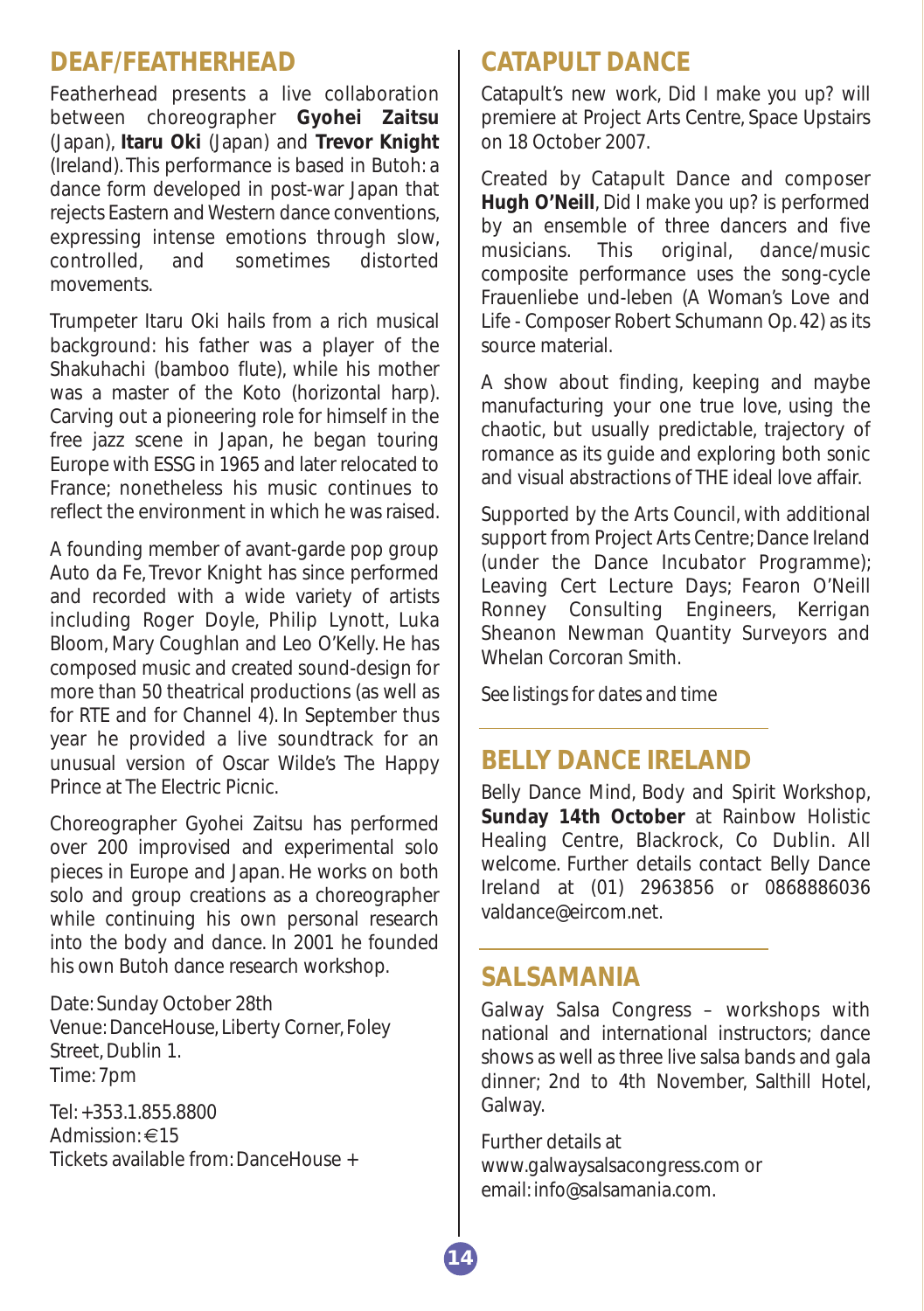## DEAF/FEATHERHEAD

Featherhead presents a live collaboration between choreographer **Gyohei Zaitsu** (Japan), **Itaru Oki** (Japan) and **Trevor Knight** (Ireland). This performance is based in Butoh: a dance form developed in post-war Japan that rejects Eastern and Western dance conventions, expressing intense emotions through slow, controlled, and sometimes distorted movements.

Trumpeter Itaru Oki hails from a rich musical background: his father was a player of the Shakuhachi (bamboo flute), while his mother was a master of the Koto (horizontal harp). Carving out a pioneering role for himself in the free jazz scene in Japan, he began touring Europe with ESSG in 1965 and later relocated to France; nonetheless his music continues to reflect the environment in which he was raised.

A founding member of avant-garde pop group Auto da Fe, Trevor Knight has since performed and recorded with a wide variety of artists including Roger Doyle, Philip Lynott, Luka Bloom, Mary Coughlan and Leo O'Kelly. He has composed music and created sound-design for more than 50 theatrical productions (as well as for RTE and for Channel 4). In September thus year he provided a live soundtrack for an unusual version of Oscar Wilde's The Happy Prince at The Electric Picnic.

Choreographer Gyohei Zaitsu has performed over 200 improvised and experimental solo pieces in Europe and Japan. He works on both solo and group creations as a choreographer while continuing his own personal research into the body and dance. In 2001 he founded his own Butoh dance research workshop.

Date: Sunday October 28th
Venue: DanceHouse, Liberty Corner, Foley Street, Dublin 1.
Time: 7pm

Tel: +353.1.855.8800
Admission: €15
Tickets available from: DanceHouse +

## CATAPULT DANCE

Catapult's new work, *Did I make you up?* will premiere at Project Arts Centre, Space Upstairs on 18 October 2007.

Created by Catapult Dance and composer **Hugh O'Neill**, *Did I make you up?* is performed by an ensemble of three dancers and five musicians. This original, dance/music composite performance uses the song-cycle Frauenliebe und-leben (A Woman's Love and Life - Composer Robert Schumann Op. 42) as its source material.

A show about finding, keeping and maybe manufacturing your one true love, using the chaotic, but usually predictable, trajectory of romance as its guide and exploring both sonic and visual abstractions of THE ideal love affair.

Supported by the Arts Council, with additional support from Project Arts Centre; Dance Ireland (under the Dance Incubator Programme); Leaving Cert Lecture Days; Fearon O'Neill Ronney Consulting Engineers, Kerrigan Sheanon Newman Quantity Surveyors and Whelan Corcoran Smith.

*See listings for dates and time*

## BELLY DANCE IRELAND

Belly Dance Mind, Body and Spirit Workshop, **Sunday 14th October** at Rainbow Holistic Healing Centre, Blackrock, Co Dublin. All welcome. Further details contact Belly Dance Ireland at (01) 2963856 or 0868886036 valdance@eircom.net.

## SALSAMANIA

Galway Salsa Congress – workshops with national and international instructors; dance shows as well as three live salsa bands and gala dinner; 2nd to 4th November, Salthill Hotel, Galway.

Further details at
www.galwaysalsacongress.com or
email: info@salsamania.com.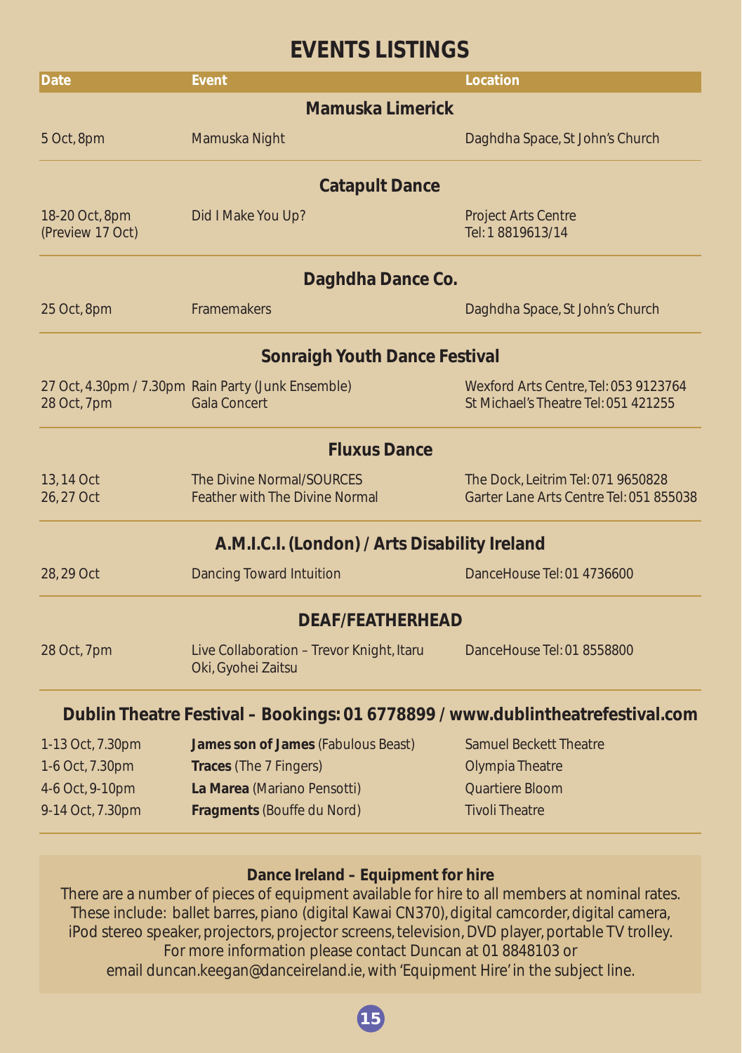# EVENTS LISTINGS

| Date | Event | Location |
|---|---|---|
| **Mamuska Limerick** | | |
| 5 Oct, 8pm | Mamuska Night | Daghdha Space, St John's Church |
| **Catapult Dance** | | |
| 18-20 Oct, 8pm (Preview 17 Oct) | Did I Make You Up? | Project Arts Centre Tel: 1 8819613/14 |
| **Daghdha Dance Co.** | | |
| 25 Oct, 8pm | Framemakers | Daghdha Space, St John's Church |
| **Sonraigh Youth Dance Festival** | | |
| 27 Oct, 4.30pm / 7.30pm | Rain Party (Junk Ensemble) | Wexford Arts Centre, Tel: 053 9123764 |
| 28 Oct, 7pm | Gala Concert | St Michael's Theatre Tel: 051 421255 |
| **Fluxus Dance** | | |
| 13, 14 Oct | The Divine Normal/SOURCES | The Dock, Leitrim Tel: 071 9650828 |
| 26, 27 Oct | Feather with The Divine Normal | Garter Lane Arts Centre Tel: 051 855038 |
| **A.M.I.C.I. (London) / Arts Disability Ireland** | | |
| 28, 29 Oct | Dancing Toward Intuition | DanceHouse Tel: 01 4736600 |
| **DEAF/FEATHERHEAD** | | |
| 28 Oct, 7pm | Live Collaboration – Trevor Knight, Itaru Oki, Gyohei Zaitsu | DanceHouse Tel: 01 8558800 |
| **Dublin Theatre Festival – Bookings: 01 6778899 / www.dublintheatrefestival.com** | | |
| 1-13 Oct, 7.30pm | **James son of James** (Fabulous Beast) | Samuel Beckett Theatre |
| 1-6 Oct, 7.30pm | **Traces** (The 7 Fingers) | Olympia Theatre |
| 4-6 Oct, 9-10pm | **La Marea** (Mariano Pensotti) | Quartiere Bloom |
| 9-14 Oct, 7.30pm | **Fragments** (Bouffe du Nord) | Tivoli Theatre |

**Dance Ireland – Equipment for hire**

There are a number of pieces of equipment available for hire to all members at nominal rates. These include: ballet barres, piano (digital Kawai CN370), digital camcorder, digital camera, iPod stereo speaker, projectors, projector screens, television, DVD player, portable TV trolley. For more information please contact Duncan at 01 8848103 or email duncan.keegan@danceireland.ie, with 'Equipment Hire' in the subject line.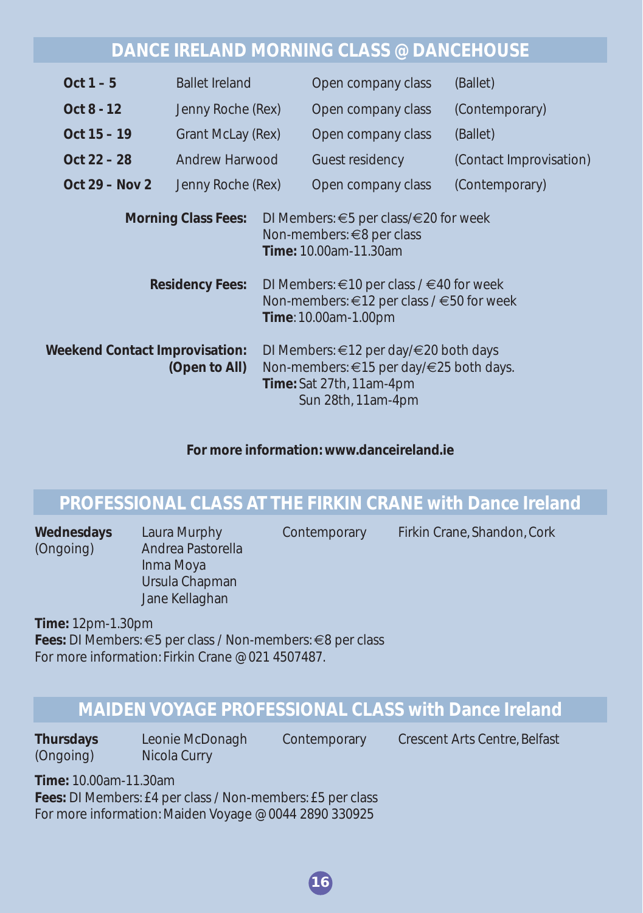## DANCE IRELAND MORNING CLASS @ DANCEHOUSE

| | | | |
|---|---|---|---|
| **Oct 1 – 5** | Ballet Ireland | Open company class | (Ballet) |
| **Oct 8 - 12** | Jenny Roche (Rex) | Open company class | (Contemporary) |
| **Oct 15 – 19** | Grant McLay (Rex) | Open company class | (Ballet) |
| **Oct 22 – 28** | Andrew Harwood | Guest residency | (Contact Improvisation) |
| **Oct 29 – Nov 2** | Jenny Roche (Rex) | Open company class | (Contemporary) |

**Morning Class Fees:** DI Members: €5 per class/€20 for week
Non-members: €8 per class
**Time:** 10.00am-11.30am

**Residency Fees:** DI Members: €10 per class / €40 for week
Non-members: €12 per class / €50 for week
**Time**: 10.00am-1.00pm

**Weekend Contact Improvisation: (Open to All)** DI Members: €12 per day/€20 both days
Non-members: €15 per day/€25 both days.
**Time:** Sat 27th, 11am-4pm
Sun 28th, 11am-4pm

**For more information: www.danceireland.ie**

## PROFESSIONAL CLASS AT THE FIRKIN CRANE with Dance Ireland

**Wednesdays** (Ongoing) — Laura Murphy, Andrea Pastorella, Inma Moya, Ursula Chapman, Jane Kellaghan — Contemporary — Firkin Crane, Shandon, Cork

**Time:** 12pm-1.30pm
**Fees:** DI Members: €5 per class / Non-members: €8 per class
For more information: Firkin Crane @ 021 4507487.

## MAIDEN VOYAGE PROFESSIONAL CLASS with Dance Ireland

**Thursdays** (Ongoing) — Leonie McDonagh, Nicola Curry — Contemporary — Crescent Arts Centre, Belfast

**Time:** 10.00am-11.30am
**Fees:** DI Members: £4 per class / Non-members: £5 per class
For more information: Maiden Voyage @ 0044 2890 330925